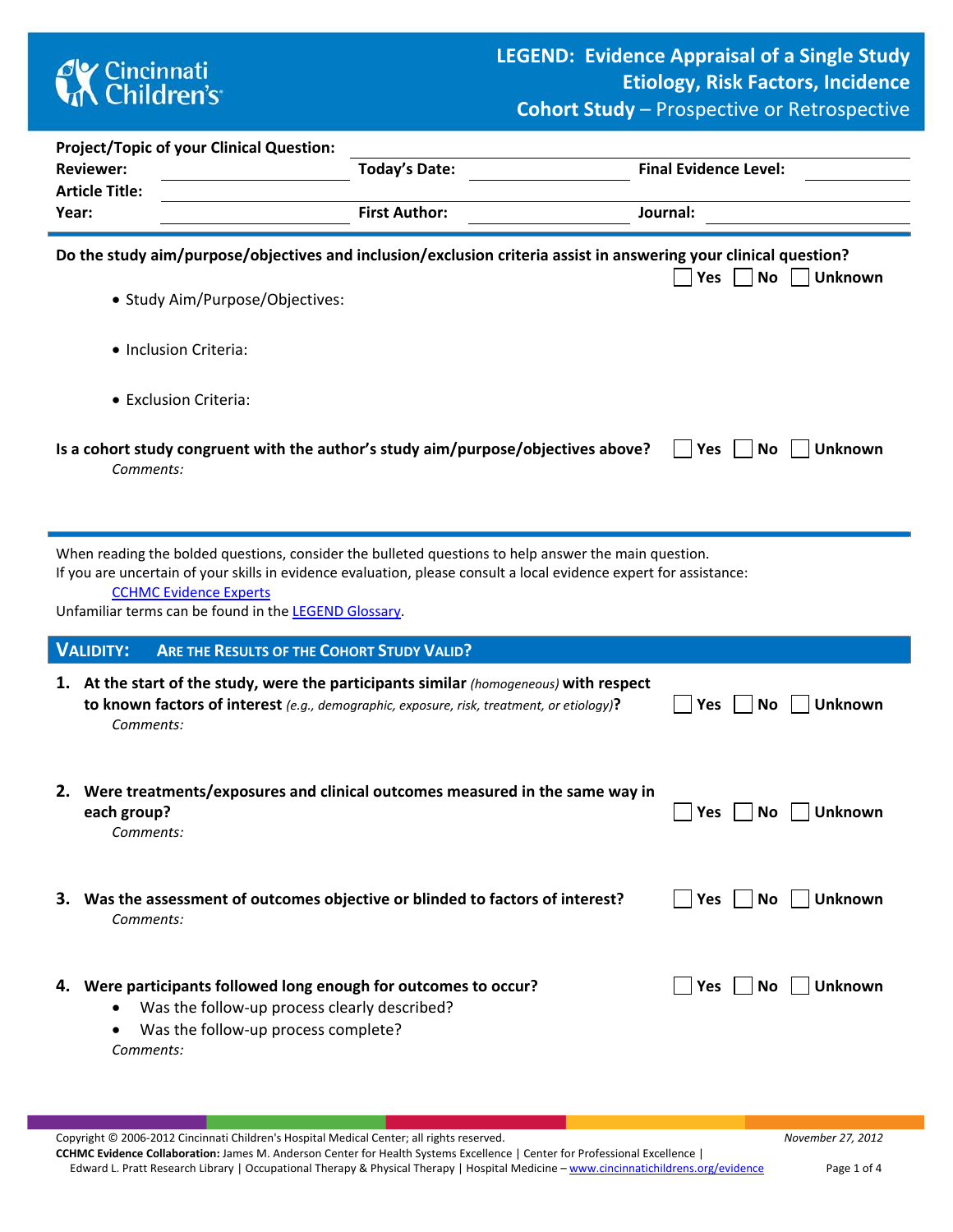# LEGEND: Evidence Appraisal of a Single Study
## Etiology, Risk Factors, Incidence
## Cohort Study – Prospective or Retrospective

**Project/Topic of your Clinical Question:** ______________________

**Reviewer:** ______________ **Today's Date:** ______________ **Final Evidence Level:** ______________

**Article Title:** ______________________

**Year:** ______________ **First Author:** ______________ **Journal:** ______________

---

**Do the study aim/purpose/objectives and inclusion/exclusion criteria assist in answering your clinical question?** ☐ Yes ☐ No ☐ Unknown

- Study Aim/Purpose/Objectives:
- Inclusion Criteria:
- Exclusion Criteria:

**Is a cohort study congruent with the author's study aim/purpose/objectives above?** ☐ Yes ☐ No ☐ Unknown

*Comments:*

---

When reading the bolded questions, consider the bulleted questions to help answer the main question.
If you are uncertain of your skills in evidence evaluation, please consult a local evidence expert for assistance:
[CCHMC Evidence Experts]
Unfamiliar terms can be found in the [LEGEND Glossary].

## VALIDITY: ARE THE RESULTS OF THE COHORT STUDY VALID?

1. **At the start of the study, were the participants similar** *(homogeneous)* **with respect to known factors of interest** *(e.g., demographic, exposure, risk, treatment, or etiology)***?** ☐ Yes ☐ No ☐ Unknown

   *Comments:*

2. **Were treatments/exposures and clinical outcomes measured in the same way in each group?** ☐ Yes ☐ No ☐ Unknown

   *Comments:*

3. **Was the assessment of outcomes objective or blinded to factors of interest?** ☐ Yes ☐ No ☐ Unknown

   *Comments:*

4. **Were participants followed long enough for outcomes to occur?** ☐ Yes ☐ No ☐ Unknown
   - Was the follow-up process clearly described?
   - Was the follow-up process complete?

   *Comments:*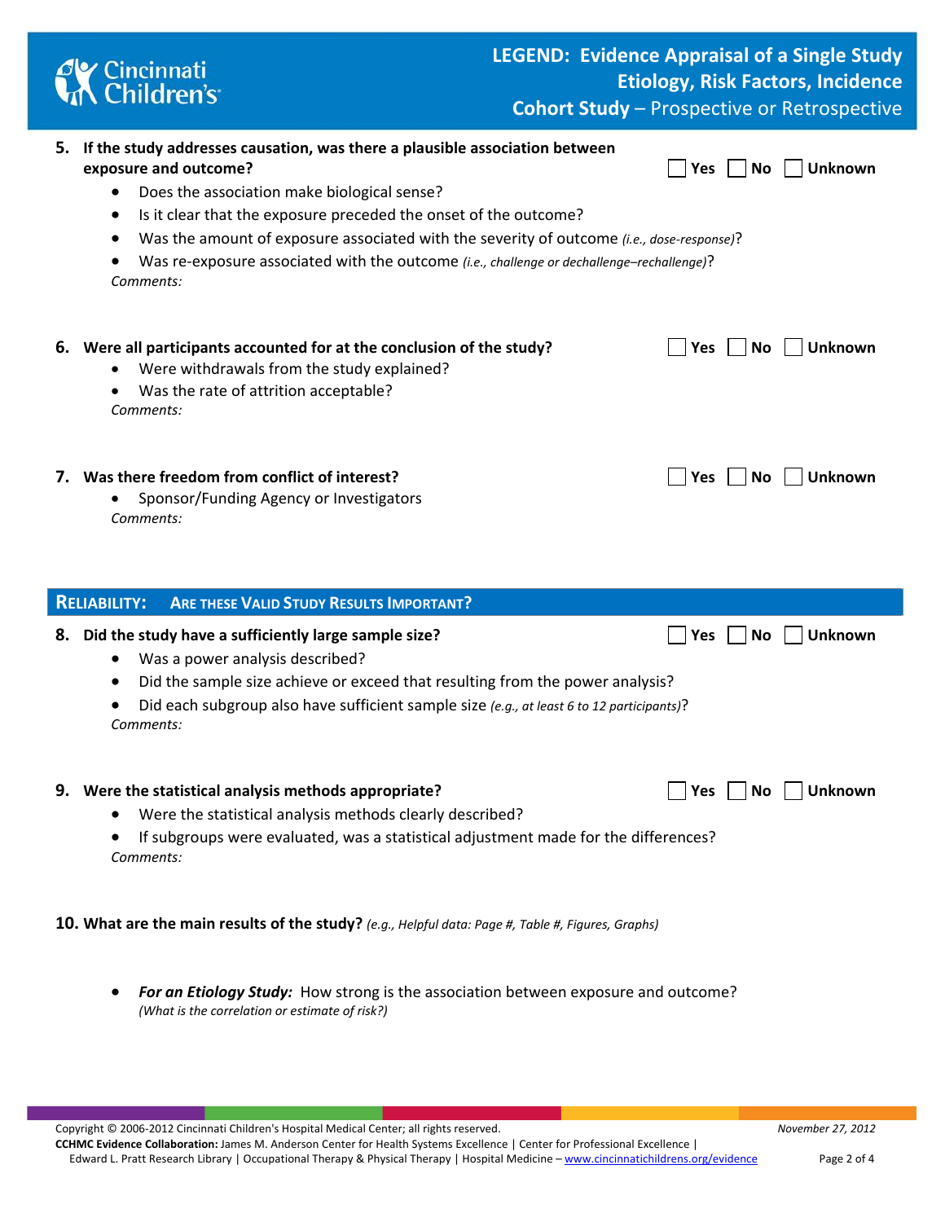**5. If the study addresses causation, was there a plausible association between exposure and outcome?** ☐ Yes ☐ No ☐ Unknown

- Does the association make biological sense?
- Is it clear that the exposure preceded the onset of the outcome?
- Was the amount of exposure associated with the severity of outcome *(i.e., dose-response)*?
- Was re-exposure associated with the outcome *(i.e., challenge or dechallenge–rechallenge)*?

*Comments:*

**6. Were all participants accounted for at the conclusion of the study?** ☐ Yes ☐ No ☐ Unknown

- Were withdrawals from the study explained?
- Was the rate of attrition acceptable?

*Comments:*

**7. Was there freedom from conflict of interest?** ☐ Yes ☐ No ☐ Unknown

- Sponsor/Funding Agency or Investigators

*Comments:*

## RELIABILITY: ARE THESE VALID STUDY RESULTS IMPORTANT?

**8. Did the study have a sufficiently large sample size?** ☐ Yes ☐ No ☐ Unknown

- Was a power analysis described?
- Did the sample size achieve or exceed that resulting from the power analysis?
- Did each subgroup also have sufficient sample size *(e.g., at least 6 to 12 participants)*?

*Comments:*

**9. Were the statistical analysis methods appropriate?** ☐ Yes ☐ No ☐ Unknown

- Were the statistical analysis methods clearly described?
- If subgroups were evaluated, was a statistical adjustment made for the differences?

*Comments:*

**10. What are the main results of the study?** *(e.g., Helpful data: Page #, Table #, Figures, Graphs)*

- ***For an Etiology Study:*** How strong is the association between exposure and outcome? *(What is the correlation or estimate of risk?)*

Copyright © 2006-2012 Cincinnati Children's Hospital Medical Center; all rights reserved. *November 27, 2012*

**CCHMC Evidence Collaboration:** James M. Anderson Center for Health Systems Excellence | Center for Professional Excellence | Edward L. Pratt Research Library | Occupational Therapy & Physical Therapy | Hospital Medicine – www.cincinnatichildrens.org/evidence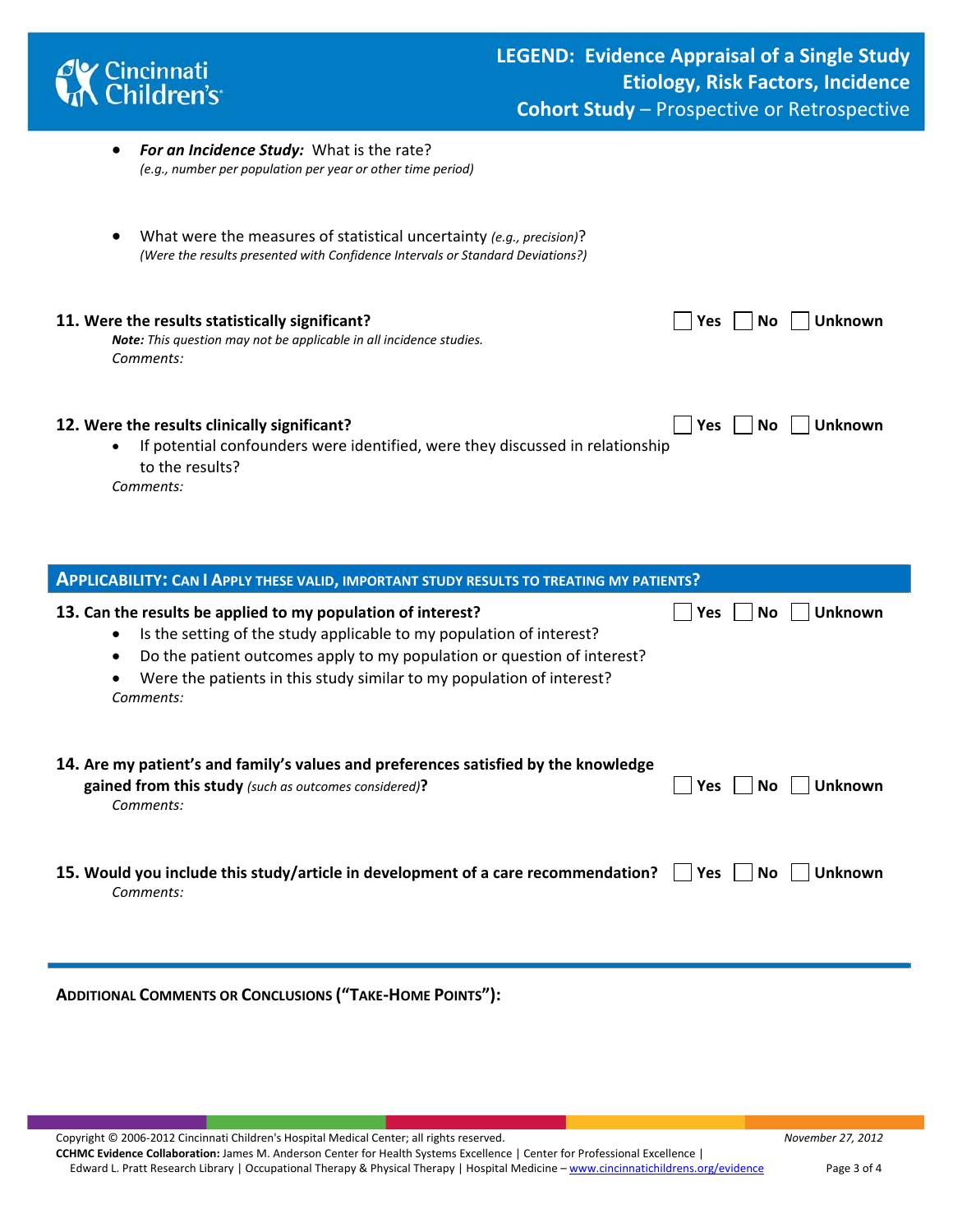- ***For an Incidence Study:*** What is the rate?
  *(e.g., number per population per year or other time period)*

- What were the measures of statistical uncertainty *(e.g., precision)*?
  *(Were the results presented with Confidence Intervals or Standard Deviations?)*

**11. Were the results statistically significant?** ☐ Yes ☐ No ☐ Unknown

***Note:*** *This question may not be applicable in all incidence studies.*

*Comments:*

**12. Were the results clinically significant?** ☐ Yes ☐ No ☐ Unknown

- If potential confounders were identified, were they discussed in relationship to the results?

*Comments:*

## APPLICABILITY: CAN I APPLY THESE VALID, IMPORTANT STUDY RESULTS TO TREATING MY PATIENTS?

**13. Can the results be applied to my population of interest?** ☐ Yes ☐ No ☐ Unknown

- Is the setting of the study applicable to my population of interest?
- Do the patient outcomes apply to my population or question of interest?
- Were the patients in this study similar to my population of interest?

*Comments:*

**14. Are my patient's and family's values and preferences satisfied by the knowledge gained from this study** *(such as outcomes considered)***?** ☐ Yes ☐ No ☐ Unknown

*Comments:*

**15. Would you include this study/article in development of a care recommendation?** ☐ Yes ☐ No ☐ Unknown

*Comments:*

---

**ADDITIONAL COMMENTS OR CONCLUSIONS ("TAKE-HOME POINTS"):**

Copyright © 2006-2012 Cincinnati Children's Hospital Medical Center; all rights reserved. *November 27, 2012*

**CCHMC Evidence Collaboration:** James M. Anderson Center for Health Systems Excellence | Center for Professional Excellence | Edward L. Pratt Research Library | Occupational Therapy & Physical Therapy | Hospital Medicine – www.cincinnatichildrens.org/evidence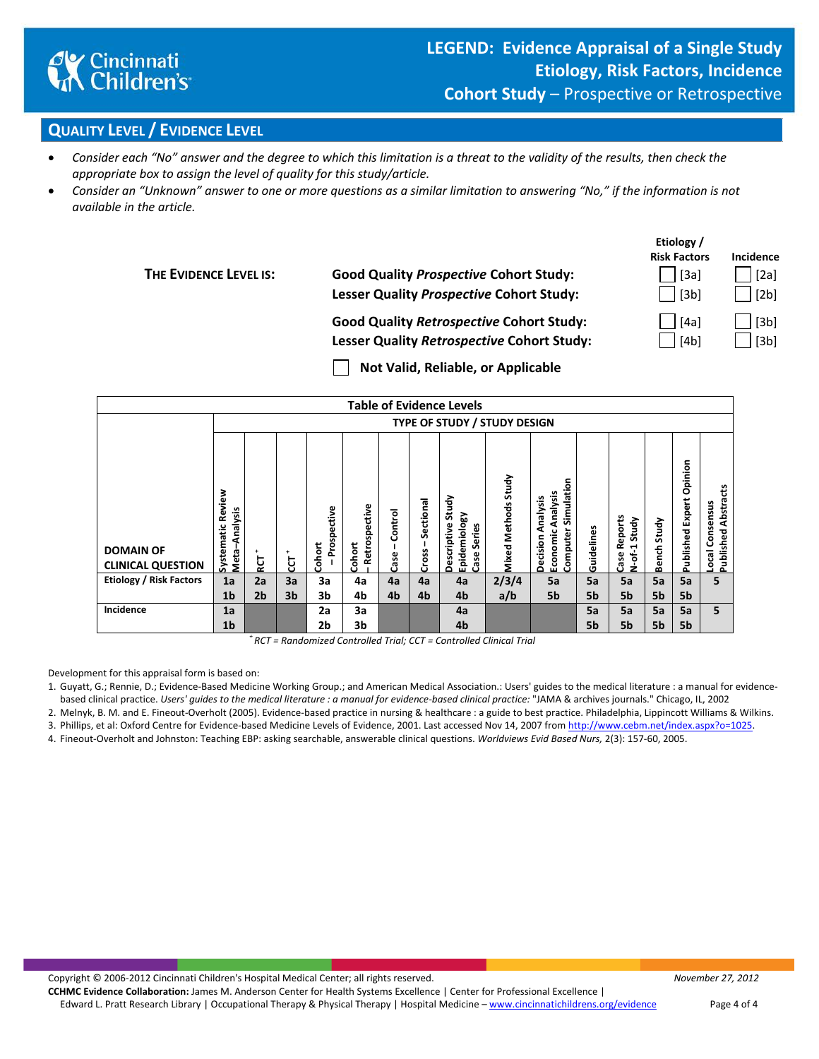# LEGEND: Evidence Appraisal of a Single Study

## Etiology, Risk Factors, Incidence

## Cohort Study – Prospective or Retrospective

## QUALITY LEVEL / EVIDENCE LEVEL

- *Consider each "No" answer and the degree to which this limitation is a threat to the validity of the results, then check the appropriate box to assign the level of quality for this study/article.*
- *Consider an "Unknown" answer to one or more questions as a similar limitation to answering "No," if the information is not available in the article.*

**THE EVIDENCE LEVEL IS:**

| | Etiology / Risk Factors | Incidence |
|---|---|---|
| **Good Quality *Prospective* Cohort Study:** | ☐ [3a] | ☐ [2a] |
| **Lesser Quality *Prospective* Cohort Study:** | ☐ [3b] | ☐ [2b] |
| **Good Quality *Retrospective* Cohort Study:** | ☐ [4a] | ☐ [3b] |
| **Lesser Quality *Retrospective* Cohort Study:** | ☐ [4b] | ☐ [3b] |

☐ **Not Valid, Reliable, or Applicable**

**Table of Evidence Levels**

| DOMAIN OF CLINICAL QUESTION | Systematic Review Meta–Analysis | RCT[+] | CCT[+] | Cohort – Prospective | Cohort – Retrospective | Case – Control | Cross – Sectional | Descriptive Study Epidemiology Case Series | Mixed Methods Study | Decision Analysis Economic Analysis Computer Simulation | Guidelines | Case Reports N-of-1 Study | Bench Study | Published Expert Opinion | Local Consensus Published Abstracts |
|---|---|---|---|---|---|---|---|---|---|---|---|---|---|---|---|
| **Etiology / Risk Factors** | 1a 1b | 2a 2b | 3a 3b | 3a 3b | 4a 4b | 4a 4b | 4a 4b | 4a 4b | 2/3/4 a/b | 5a 5b | 5a 5b | 5a 5b | 5a 5b | 5a 5b | 5 |
| **Incidence** | 1a 1b | | | 2a 2b | 3a 3b | | | 4a 4b | | | 5a 5b | 5a 5b | 5a 5b | 5a 5b | 5 |

*[+] RCT = Randomized Controlled Trial; CCT = Controlled Clinical Trial*

Development for this appraisal form is based on:

1. Guyatt, G.; Rennie, D.; Evidence-Based Medicine Working Group.; and American Medical Association.: Users' guides to the medical literature : a manual for evidence-based clinical practice. *Users' guides to the medical literature : a manual for evidence-based clinical practice:* "JAMA & archives journals." Chicago, IL, 2002
2. Melnyk, B. M. and E. Fineout-Overholt (2005). Evidence-based practice in nursing & healthcare : a guide to best practice. Philadelphia, Lippincott Williams & Wilkins.
3. Phillips, et al: Oxford Centre for Evidence-based Medicine Levels of Evidence, 2001. Last accessed Nov 14, 2007 from http://www.cebm.net/index.aspx?o=1025.
4. Fineout-Overholt and Johnston: Teaching EBP: asking searchable, answerable clinical questions. *Worldviews Evid Based Nurs,* 2(3): 157-60, 2005.

Copyright © 2006-2012 Cincinnati Children's Hospital Medical Center; all rights reserved. *November 27, 2012*

**CCHMC Evidence Collaboration:** James M. Anderson Center for Health Systems Excellence | Center for Professional Excellence | Edward L. Pratt Research Library | Occupational Therapy & Physical Therapy | Hospital Medicine – www.cincinnatichildrens.org/evidence